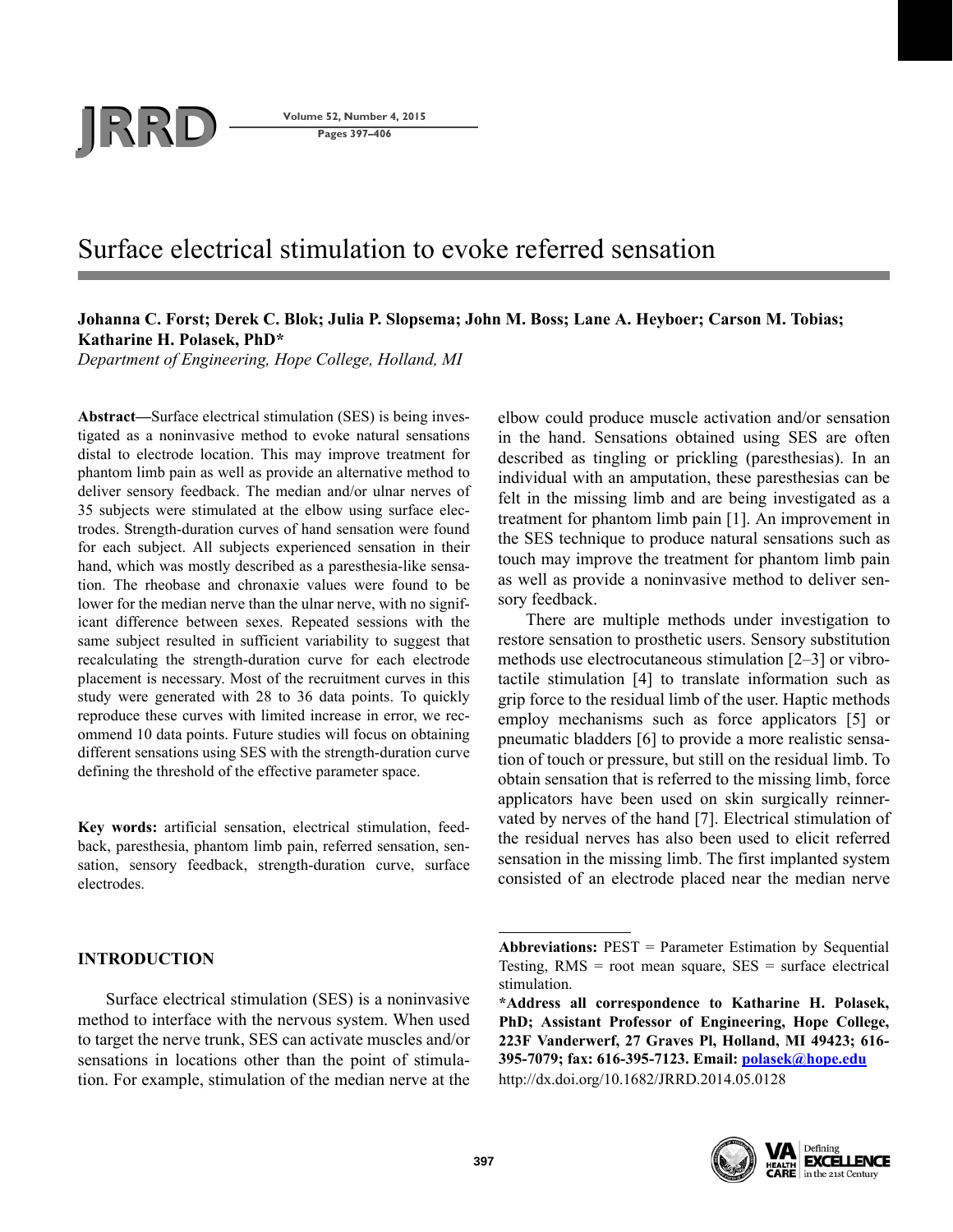# Surface electrical stimulation to evoke referred sensation

**Johanna C. Forst; Derek C. Blok; Julia P. Slopsema; John M. Boss; Lane A. Heyboer; Carson M. Tobias; Katharine H. Polasek, PhD***

*Department of Engineering, Hope College, Holland, MI*

**Abstract—**Surface electrical stimulation (SES) is being investigated as a noninvasive method to evoke natural sensations distal to electrode location. This may improve treatment for phantom limb pain as well as provide an alternative method to deliver sensory feedback. The median and/or ulnar nerves of 35 subjects were stimulated at the elbow using surface electrodes. Strength-duration curves of hand sensation were found for each subject. All subjects experienced sensation in their hand, which was mostly described as a paresthesia-like sensation. The rheobase and chronaxie values were found to be lower for the median nerve than the ulnar nerve, with no significant difference between sexes. Repeated sessions with the same subject resulted in sufficient variability to suggest that recalculating the strength-duration curve for each electrode placement is necessary. Most of the recruitment curves in this study were generated with 28 to 36 data points. To quickly reproduce these curves with limited increase in error, we recommend 10 data points. Future studies will focus on obtaining different sensations using SES with the strength-duration curve defining the threshold of the effective parameter space.

**Key words:** artificial sensation, electrical stimulation, feedback, paresthesia, phantom limb pain, referred sensation, sensation, sensory feedback, strength-duration curve, surface electrodes.

## INTRODUCTION

Surface electrical stimulation (SES) is a noninvasive method to interface with the nervous system. When used to target the nerve trunk, SES can activate muscles and/or sensations in locations other than the point of stimulation. For example, stimulation of the median nerve at the elbow could produce muscle activation and/or sensation in the hand. Sensations obtained using SES are often described as tingling or prickling (paresthesias). In an individual with an amputation, these paresthesias can be felt in the missing limb and are being investigated as a treatment for phantom limb pain [1]. An improvement in the SES technique to produce natural sensations such as touch may improve the treatment for phantom limb pain as well as provide a noninvasive method to deliver sensory feedback.

There are multiple methods under investigation to restore sensation to prosthetic users. Sensory substitution methods use electrocutaneous stimulation [2–3] or vibrotactile stimulation [4] to translate information such as grip force to the residual limb of the user. Haptic methods employ mechanisms such as force applicators [5] or pneumatic bladders [6] to provide a more realistic sensation of touch or pressure, but still on the residual limb. To obtain sensation that is referred to the missing limb, force applicators have been used on skin surgically reinnervated by nerves of the hand [7]. Electrical stimulation of the residual nerves has also been used to elicit referred sensation in the missing limb. The first implanted system consisted of an electrode placed near the median nerve

---

**Abbreviations:** PEST = Parameter Estimation by Sequential Testing, RMS = root mean square, SES = surface electrical stimulation.

***Address all correspondence to Katharine H. Polasek, PhD; Assistant Professor of Engineering, Hope College, 223F Vanderwerf, 27 Graves Pl, Holland, MI 49423; 616-395-7079; fax: 616-395-7123. Email: polasek@hope.edu**

http://dx.doi.org/10.1682/JRRD.2014.05.0128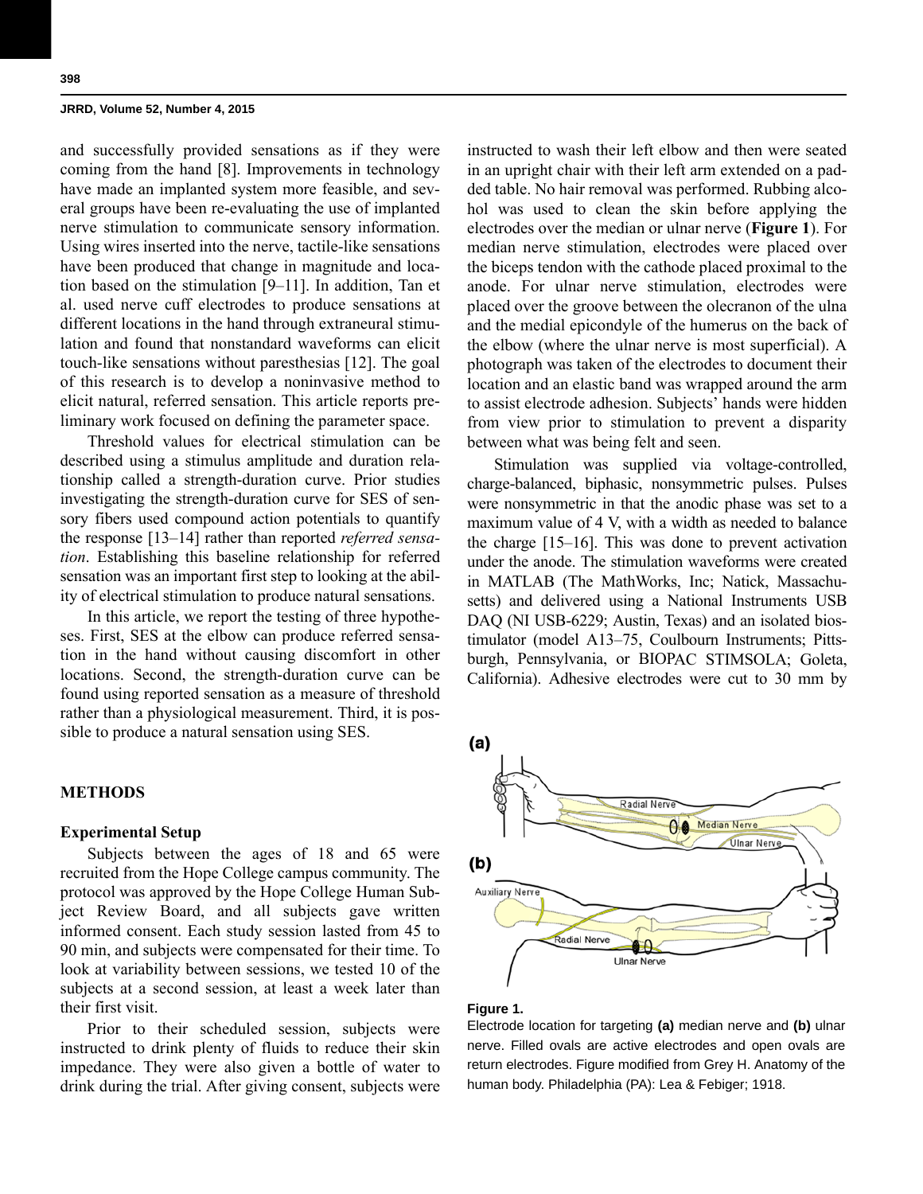and successfully provided sensations as if they were coming from the hand [8]. Improvements in technology have made an implanted system more feasible, and several groups have been re-evaluating the use of implanted nerve stimulation to communicate sensory information. Using wires inserted into the nerve, tactile-like sensations have been produced that change in magnitude and location based on the stimulation [9–11]. In addition, Tan et al. used nerve cuff electrodes to produce sensations at different locations in the hand through extraneural stimulation and found that nonstandard waveforms can elicit touch-like sensations without paresthesias [12]. The goal of this research is to develop a noninvasive method to elicit natural, referred sensation. This article reports preliminary work focused on defining the parameter space.

Threshold values for electrical stimulation can be described using a stimulus amplitude and duration relationship called a strength-duration curve. Prior studies investigating the strength-duration curve for SES of sensory fibers used compound action potentials to quantify the response [13–14] rather than reported *referred sensation*. Establishing this baseline relationship for referred sensation was an important first step to looking at the ability of electrical stimulation to produce natural sensations.

In this article, we report the testing of three hypotheses. First, SES at the elbow can produce referred sensation in the hand without causing discomfort in other locations. Second, the strength-duration curve can be found using reported sensation as a measure of threshold rather than a physiological measurement. Third, it is possible to produce a natural sensation using SES.

## METHODS

### Experimental Setup

Subjects between the ages of 18 and 65 were recruited from the Hope College campus community. The protocol was approved by the Hope College Human Subject Review Board, and all subjects gave written informed consent. Each study session lasted from 45 to 90 min, and subjects were compensated for their time. To look at variability between sessions, we tested 10 of the subjects at a second session, at least a week later than their first visit.

Prior to their scheduled session, subjects were instructed to drink plenty of fluids to reduce their skin impedance. They were also given a bottle of water to drink during the trial. After giving consent, subjects were instructed to wash their left elbow and then were seated in an upright chair with their left arm extended on a padded table. No hair removal was performed. Rubbing alcohol was used to clean the skin before applying the electrodes over the median or ulnar nerve (**Figure 1**). For median nerve stimulation, electrodes were placed over the biceps tendon with the cathode placed proximal to the anode. For ulnar nerve stimulation, electrodes were placed over the groove between the olecranon of the ulna and the medial epicondyle of the humerus on the back of the elbow (where the ulnar nerve is most superficial). A photograph was taken of the electrodes to document their location and an elastic band was wrapped around the arm to assist electrode adhesion. Subjects' hands were hidden from view prior to stimulation to prevent a disparity between what was being felt and seen.

Stimulation was supplied via voltage-controlled, charge-balanced, biphasic, nonsymmetric pulses. Pulses were nonsymmetric in that the anodic phase was set to a maximum value of 4 V, with a width as needed to balance the charge [15–16]. This was done to prevent activation under the anode. The stimulation waveforms were created in MATLAB (The MathWorks, Inc; Natick, Massachusetts) and delivered using a National Instruments USB DAQ (NI USB-6229; Austin, Texas) and an isolated biostimulator (model A13–75, Coulbourn Instruments; Pittsburgh, Pennsylvania, or BIOPAC STIMSOLA; Goleta, California). Adhesive electrodes were cut to 30 mm by

**Figure 1.**
Electrode location for targeting **(a)** median nerve and **(b)** ulnar nerve. Filled ovals are active electrodes and open ovals are return electrodes. Figure modified from Grey H. Anatomy of the human body. Philadelphia (PA): Lea & Febiger; 1918.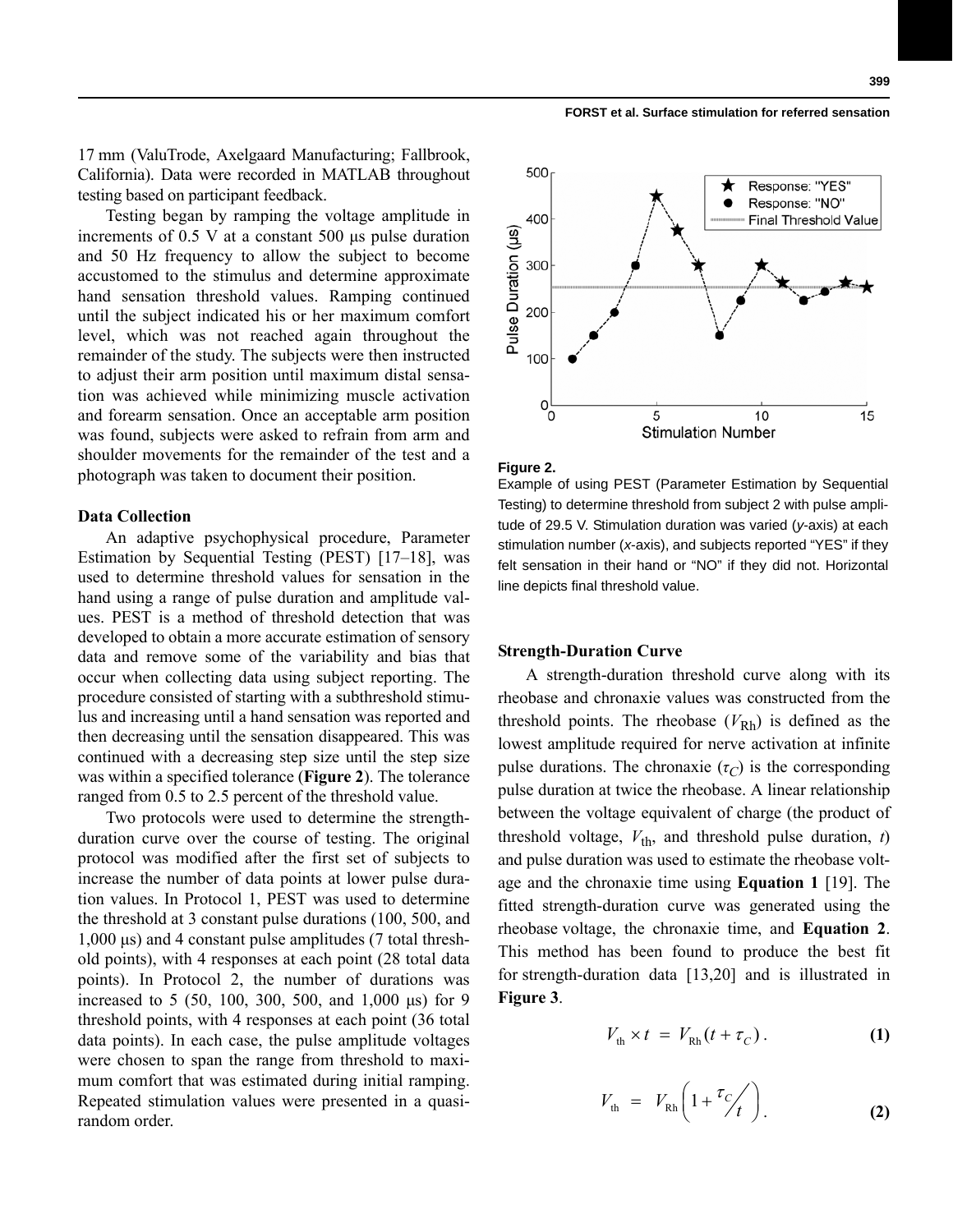17 mm (ValuTrode, Axelgaard Manufacturing; Fallbrook, California). Data were recorded in MATLAB throughout testing based on participant feedback.

Testing began by ramping the voltage amplitude in increments of 0.5 V at a constant 500 μs pulse duration and 50 Hz frequency to allow the subject to become accustomed to the stimulus and determine approximate hand sensation threshold values. Ramping continued until the subject indicated his or her maximum comfort level, which was not reached again throughout the remainder of the study. The subjects were then instructed to adjust their arm position until maximum distal sensation was achieved while minimizing muscle activation and forearm sensation. Once an acceptable arm position was found, subjects were asked to refrain from arm and shoulder movements for the remainder of the test and a photograph was taken to document their position.

### Data Collection

An adaptive psychophysical procedure, Parameter Estimation by Sequential Testing (PEST) [17–18], was used to determine threshold values for sensation in the hand using a range of pulse duration and amplitude values. PEST is a method of threshold detection that was developed to obtain a more accurate estimation of sensory data and remove some of the variability and bias that occur when collecting data using subject reporting. The procedure consisted of starting with a subthreshold stimulus and increasing until a hand sensation was reported and then decreasing until the sensation disappeared. This was continued with a decreasing step size until the step size was within a specified tolerance (**Figure 2**). The tolerance ranged from 0.5 to 2.5 percent of the threshold value.

Two protocols were used to determine the strength-duration curve over the course of testing. The original protocol was modified after the first set of subjects to increase the number of data points at lower pulse duration values. In Protocol 1, PEST was used to determine the threshold at 3 constant pulse durations (100, 500, and 1,000 μs) and 4 constant pulse amplitudes (7 total threshold points), with 4 responses at each point (28 total data points). In Protocol 2, the number of durations was increased to 5 (50, 100, 300, 500, and 1,000 μs) for 9 threshold points, with 4 responses at each point (36 total data points). In each case, the pulse amplitude voltages were chosen to span the range from threshold to maximum comfort that was estimated during initial ramping. Repeated stimulation values were presented in a quasi-random order.

**Figure 2.**
Example of using PEST (Parameter Estimation by Sequential Testing) to determine threshold from subject 2 with pulse amplitude of 29.5 V. Stimulation duration was varied (*y*-axis) at each stimulation number (*x*-axis), and subjects reported "YES" if they felt sensation in their hand or "NO" if they did not. Horizontal line depicts final threshold value.

### Strength-Duration Curve

A strength-duration threshold curve along with its rheobase and chronaxie values was constructed from the threshold points. The rheobase ($V_{Rh}$) is defined as the lowest amplitude required for nerve activation at infinite pulse durations. The chronaxie ($\tau_C$) is the corresponding pulse duration at twice the rheobase. A linear relationship between the voltage equivalent of charge (the product of threshold voltage, $V_{th}$, and threshold pulse duration, $t$) and pulse duration was used to estimate the rheobase voltage and the chronaxie time using **Equation 1** [19]. The fitted strength-duration curve was generated using the rheobase voltage, the chronaxie time, and **Equation 2**. This method has been found to produce the best fit for strength-duration data [13,20] and is illustrated in **Figure 3**.

$$V_{th} \times t = V_{Rh}(t + \tau_C) . \quad (1)$$

$$V_{th} = V_{Rh}\left(1 + \tau_C / t\right) . \quad (2)$$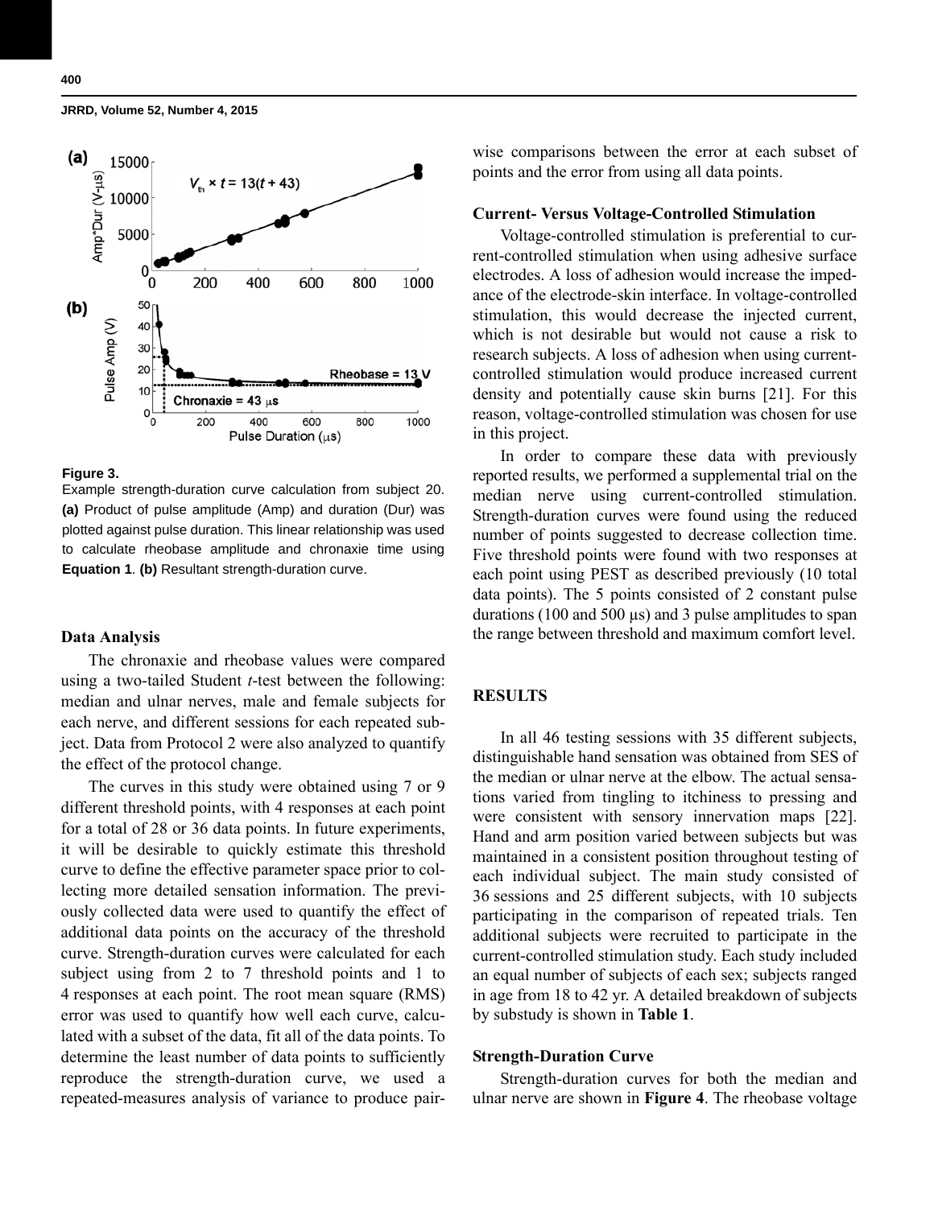**Figure 3.**
Example strength-duration curve calculation from subject 20. **(a)** Product of pulse amplitude (Amp) and duration (Dur) was plotted against pulse duration. This linear relationship was used to calculate rheobase amplitude and chronaxie time using **Equation 1**. **(b)** Resultant strength-duration curve.

### Data Analysis

The chronaxie and rheobase values were compared using a two-tailed Student *t*-test between the following: median and ulnar nerves, male and female subjects for each nerve, and different sessions for each repeated subject. Data from Protocol 2 were also analyzed to quantify the effect of the protocol change.

The curves in this study were obtained using 7 or 9 different threshold points, with 4 responses at each point for a total of 28 or 36 data points. In future experiments, it will be desirable to quickly estimate this threshold curve to define the effective parameter space prior to collecting more detailed sensation information. The previously collected data were used to quantify the effect of additional data points on the accuracy of the threshold curve. Strength-duration curves were calculated for each subject using from 2 to 7 threshold points and 1 to 4 responses at each point. The root mean square (RMS) error was used to quantify how well each curve, calculated with a subset of the data, fit all of the data points. To determine the least number of data points to sufficiently reproduce the strength-duration curve, we used a repeated-measures analysis of variance to produce pairwise comparisons between the error at each subset of points and the error from using all data points.

### Current- Versus Voltage-Controlled Stimulation

Voltage-controlled stimulation is preferential to current-controlled stimulation when using adhesive surface electrodes. A loss of adhesion would increase the impedance of the electrode-skin interface. In voltage-controlled stimulation, this would decrease the injected current, which is not desirable but would not cause a risk to research subjects. A loss of adhesion when using current-controlled stimulation would produce increased current density and potentially cause skin burns [21]. For this reason, voltage-controlled stimulation was chosen for use in this project.

In order to compare these data with previously reported results, we performed a supplemental trial on the median nerve using current-controlled stimulation. Strength-duration curves were found using the reduced number of points suggested to decrease collection time. Five threshold points were found with two responses at each point using PEST as described previously (10 total data points). The 5 points consisted of 2 constant pulse durations (100 and 500 μs) and 3 pulse amplitudes to span the range between threshold and maximum comfort level.

## RESULTS

In all 46 testing sessions with 35 different subjects, distinguishable hand sensation was obtained from SES of the median or ulnar nerve at the elbow. The actual sensations varied from tingling to itchiness to pressing and were consistent with sensory innervation maps [22]. Hand and arm position varied between subjects but was maintained in a consistent position throughout testing of each individual subject. The main study consisted of 36 sessions and 25 different subjects, with 10 subjects participating in the comparison of repeated trials. Ten additional subjects were recruited to participate in the current-controlled stimulation study. Each study included an equal number of subjects of each sex; subjects ranged in age from 18 to 42 yr. A detailed breakdown of subjects by substudy is shown in **Table 1**.

### Strength-Duration Curve

Strength-duration curves for both the median and ulnar nerve are shown in **Figure 4**. The rheobase voltage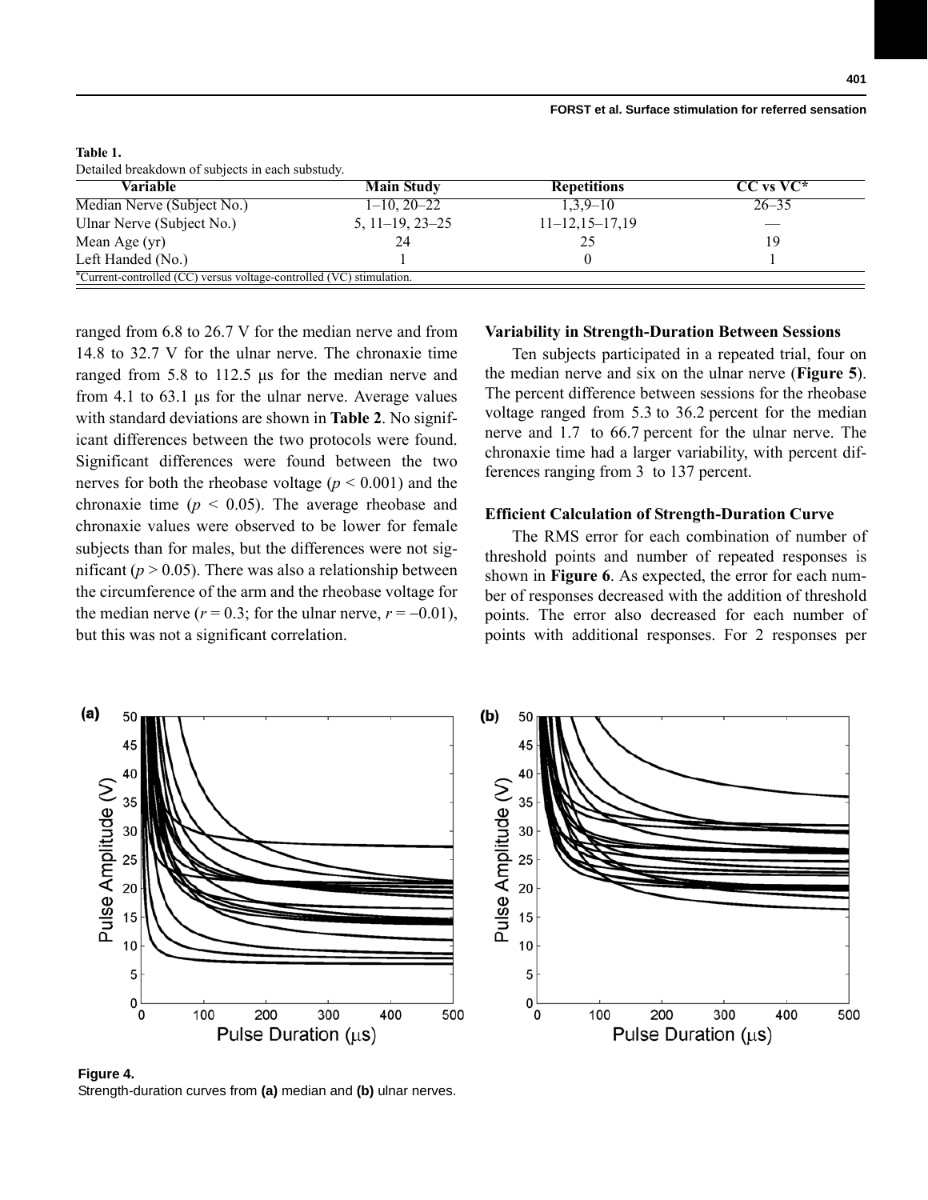**Table 1.**
Detailed breakdown of subjects in each substudy.

| Variable | Main Study | Repetitions | CC vs VC* |
|---|---|---|---|
| Median Nerve (Subject No.) | 1–10, 20–22 | 1,3,9–10 | 26–35 |
| Ulnar Nerve (Subject No.) | 5, 11–19, 23–25 | 11–12,15–17,19 | — |
| Mean Age (yr) | 24 | 25 | 19 |
| Left Handed (No.) | 1 | 0 | 1 |

*Current-controlled (CC) versus voltage-controlled (VC) stimulation.

ranged from 6.8 to 26.7 V for the median nerve and from 14.8 to 32.7 V for the ulnar nerve. The chronaxie time ranged from 5.8 to 112.5 μs for the median nerve and from 4.1 to 63.1 μs for the ulnar nerve. Average values with standard deviations are shown in **Table 2**. No significant differences between the two protocols were found. Significant differences were found between the two nerves for both the rheobase voltage ($p < 0.001$) and the chronaxie time ($p < 0.05$). The average rheobase and chronaxie values were observed to be lower for female subjects than for males, but the differences were not significant ($p > 0.05$). There was also a relationship between the circumference of the arm and the rheobase voltage for the median nerve ($r = 0.3$; for the ulnar nerve, $r = -0.01$), but this was not a significant correlation.

### Variability in Strength-Duration Between Sessions

Ten subjects participated in a repeated trial, four on the median nerve and six on the ulnar nerve (**Figure 5**). The percent difference between sessions for the rheobase voltage ranged from 5.3 to 36.2 percent for the median nerve and 1.7 to 66.7 percent for the ulnar nerve. The chronaxie time had a larger variability, with percent differences ranging from 3 to 137 percent.

### Efficient Calculation of Strength-Duration Curve

The RMS error for each combination of number of threshold points and number of repeated responses is shown in **Figure 6**. As expected, the error for each number of responses decreased with the addition of threshold points. The error also decreased for each number of points with additional responses. For 2 responses per

**Figure 4.**
Strength-duration curves from **(a)** median and **(b)** ulnar nerves.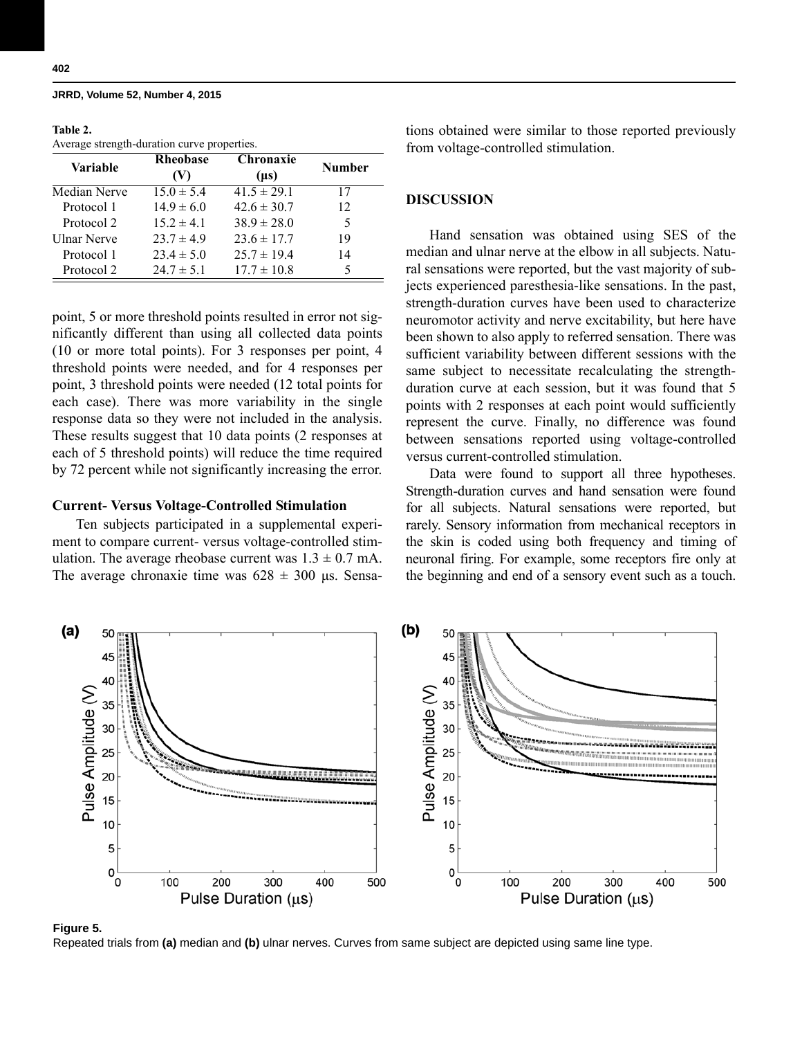**Table 2.**
Average strength-duration curve properties.

| Variable | Rheobase (V) | Chronaxie (μs) | Number |
|---|---|---|---|
| Median Nerve | 15.0 ± 5.4 | 41.5 ± 29.1 | 17 |
| Protocol 1 | 14.9 ± 6.0 | 42.6 ± 30.7 | 12 |
| Protocol 2 | 15.2 ± 4.1 | 38.9 ± 28.0 | 5 |
| Ulnar Nerve | 23.7 ± 4.9 | 23.6 ± 17.7 | 19 |
| Protocol 1 | 23.4 ± 5.0 | 25.7 ± 19.4 | 14 |
| Protocol 2 | 24.7 ± 5.1 | 17.7 ± 10.8 | 5 |

point, 5 or more threshold points resulted in error not significantly different than using all collected data points (10 or more total points). For 3 responses per point, 4 threshold points were needed, and for 4 responses per point, 3 threshold points were needed (12 total points for each case). There was more variability in the single response data so they were not included in the analysis. These results suggest that 10 data points (2 responses at each of 5 threshold points) will reduce the time required by 72 percent while not significantly increasing the error.

### Current- Versus Voltage-Controlled Stimulation

Ten subjects participated in a supplemental experiment to compare current- versus voltage-controlled stimulation. The average rheobase current was 1.3 ± 0.7 mA. The average chronaxie time was 628 ± 300 μs. Sensations obtained were similar to those reported previously from voltage-controlled stimulation.

## DISCUSSION

Hand sensation was obtained using SES of the median and ulnar nerve at the elbow in all subjects. Natural sensations were reported, but the vast majority of subjects experienced paresthesia-like sensations. In the past, strength-duration curves have been used to characterize neuromotor activity and nerve excitability, but here have been shown to also apply to referred sensation. There was sufficient variability between different sessions with the same subject to necessitate recalculating the strength-duration curve at each session, but it was found that 5 points with 2 responses at each point would sufficiently represent the curve. Finally, no difference was found between sensations reported using voltage-controlled versus current-controlled stimulation.

Data were found to support all three hypotheses. Strength-duration curves and hand sensation were found for all subjects. Natural sensations were reported, but rarely. Sensory information from mechanical receptors in the skin is coded using both frequency and timing of neuronal firing. For example, some receptors fire only at the beginning and end of a sensory event such as a touch.

**Figure 5.**
Repeated trials from **(a)** median and **(b)** ulnar nerves. Curves from same subject are depicted using same line type.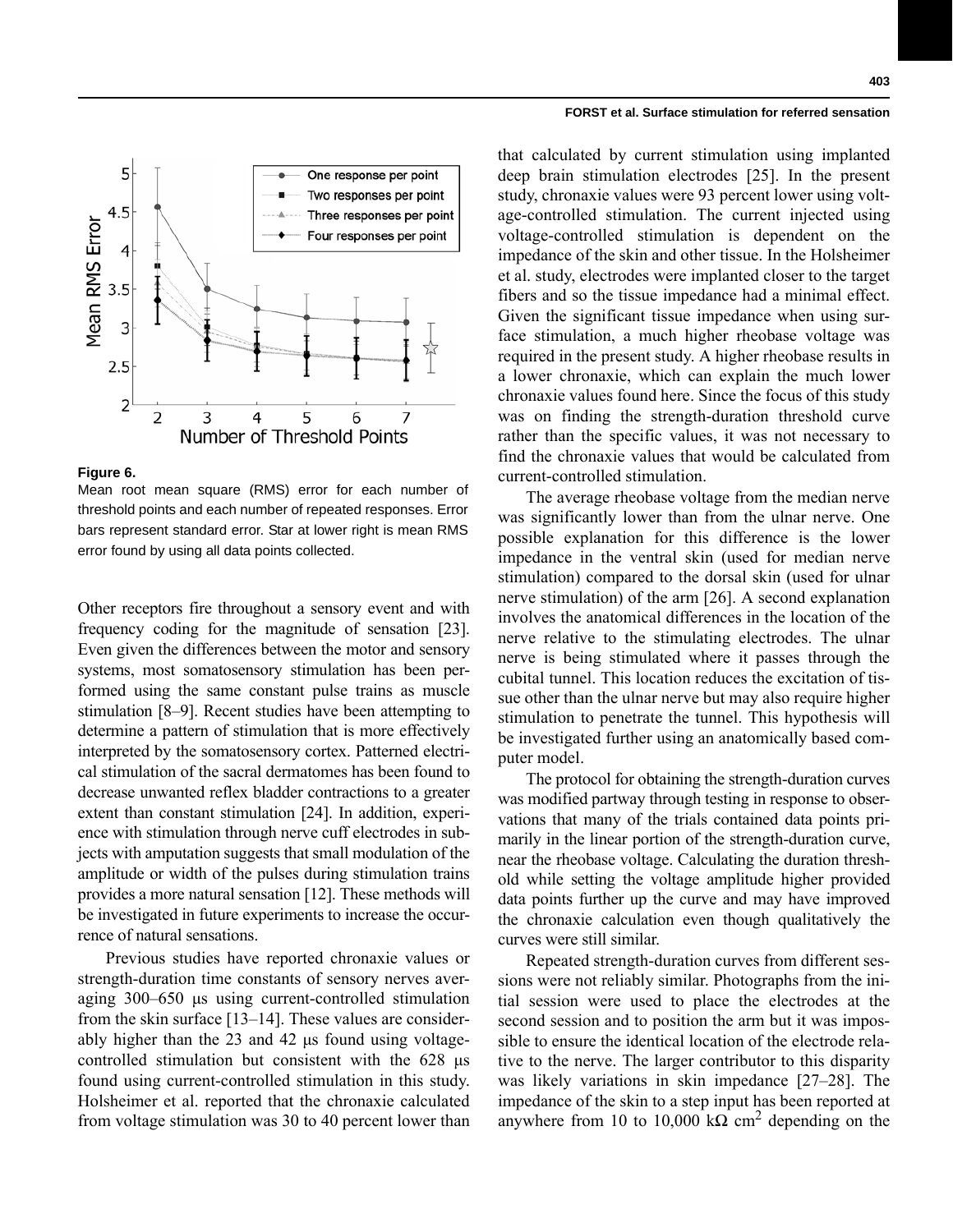**Figure 6.**

Mean root mean square (RMS) error for each number of threshold points and each number of repeated responses. Error bars represent standard error. Star at lower right is mean RMS error found by using all data points collected.

Other receptors fire throughout a sensory event and with frequency coding for the magnitude of sensation [23]. Even given the differences between the motor and sensory systems, most somatosensory stimulation has been performed using the same constant pulse trains as muscle stimulation [8–9]. Recent studies have been attempting to determine a pattern of stimulation that is more effectively interpreted by the somatosensory cortex. Patterned electrical stimulation of the sacral dermatomes has been found to decrease unwanted reflex bladder contractions to a greater extent than constant stimulation [24]. In addition, experience with stimulation through nerve cuff electrodes in subjects with amputation suggests that small modulation of the amplitude or width of the pulses during stimulation trains provides a more natural sensation [12]. These methods will be investigated in future experiments to increase the occurrence of natural sensations.

Previous studies have reported chronaxie values or strength-duration time constants of sensory nerves averaging 300–650 μs using current-controlled stimulation from the skin surface [13–14]. These values are considerably higher than the 23 and 42 μs found using voltage-controlled stimulation but consistent with the 628 μs found using current-controlled stimulation in this study. Holsheimer et al. reported that the chronaxie calculated from voltage stimulation was 30 to 40 percent lower than that calculated by current stimulation using implanted deep brain stimulation electrodes [25]. In the present study, chronaxie values were 93 percent lower using voltage-controlled stimulation. The current injected using voltage-controlled stimulation is dependent on the impedance of the skin and other tissue. In the Holsheimer et al. study, electrodes were implanted closer to the target fibers and so the tissue impedance had a minimal effect. Given the significant tissue impedance when using surface stimulation, a much higher rheobase voltage was required in the present study. A higher rheobase results in a lower chronaxie, which can explain the much lower chronaxie values found here. Since the focus of this study was on finding the strength-duration threshold curve rather than the specific values, it was not necessary to find the chronaxie values that would be calculated from current-controlled stimulation.

The average rheobase voltage from the median nerve was significantly lower than from the ulnar nerve. One possible explanation for this difference is the lower impedance in the ventral skin (used for median nerve stimulation) compared to the dorsal skin (used for ulnar nerve stimulation) of the arm [26]. A second explanation involves the anatomical differences in the location of the nerve relative to the stimulating electrodes. The ulnar nerve is being stimulated where it passes through the cubital tunnel. This location reduces the excitation of tissue other than the ulnar nerve but may also require higher stimulation to penetrate the tunnel. This hypothesis will be investigated further using an anatomically based computer model.

The protocol for obtaining the strength-duration curves was modified partway through testing in response to observations that many of the trials contained data points primarily in the linear portion of the strength-duration curve, near the rheobase voltage. Calculating the duration threshold while setting the voltage amplitude higher provided data points further up the curve and may have improved the chronaxie calculation even though qualitatively the curves were still similar.

Repeated strength-duration curves from different sessions were not reliably similar. Photographs from the initial session were used to place the electrodes at the second session and to position the arm but it was impossible to ensure the identical location of the electrode relative to the nerve. The larger contributor to this disparity was likely variations in skin impedance [27–28]. The impedance of the skin to a step input has been reported at anywhere from 10 to 10,000 kΩ $cm^2$ depending on the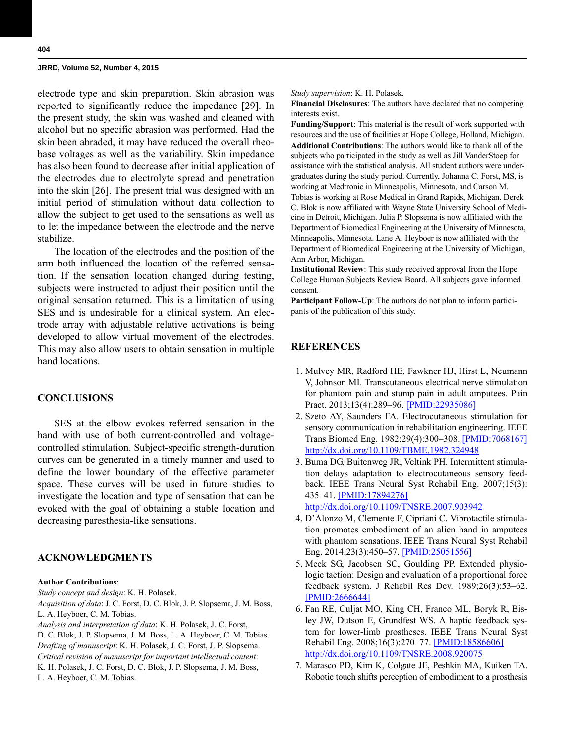electrode type and skin preparation. Skin abrasion was reported to significantly reduce the impedance [29]. In the present study, the skin was washed and cleaned with alcohol but no specific abrasion was performed. Had the skin been abraded, it may have reduced the overall rheobase voltages as well as the variability. Skin impedance has also been found to decrease after initial application of the electrodes due to electrolyte spread and penetration into the skin [26]. The present trial was designed with an initial period of stimulation without data collection to allow the subject to get used to the sensations as well as to let the impedance between the electrode and the nerve stabilize.

The location of the electrodes and the position of the arm both influenced the location of the referred sensation. If the sensation location changed during testing, subjects were instructed to adjust their position until the original sensation returned. This is a limitation of using SES and is undesirable for a clinical system. An electrode array with adjustable relative activations is being developed to allow virtual movement of the electrodes. This may also allow users to obtain sensation in multiple hand locations.

## CONCLUSIONS

SES at the elbow evokes referred sensation in the hand with use of both current-controlled and voltage-controlled stimulation. Subject-specific strength-duration curves can be generated in a timely manner and used to define the lower boundary of the effective parameter space. These curves will be used in future studies to investigate the location and type of sensation that can be evoked with the goal of obtaining a stable location and decreasing paresthesia-like sensations.

## ACKNOWLEDGMENTS

**Author Contributions**:
*Study concept and design*: K. H. Polasek.
*Acquisition of data*: J. C. Forst, D. C. Blok, J. P. Slopsema, J. M. Boss, L. A. Heyboer, C. M. Tobias.
*Analysis and interpretation of data*: K. H. Polasek, J. C. Forst, D. C. Blok, J. P. Slopsema, J. M. Boss, L. A. Heyboer, C. M. Tobias.
*Drafting of manuscript*: K. H. Polasek, J. C. Forst, J. P. Slopsema.
*Critical revision of manuscript for important intellectual content*: K. H. Polasek, J. C. Forst, D. C. Blok, J. P. Slopsema, J. M. Boss, L. A. Heyboer, C. M. Tobias.
*Study supervision*: K. H. Polasek.

**Financial Disclosures**: The authors have declared that no competing interests exist.

**Funding/Support**: This material is the result of work supported with resources and the use of facilities at Hope College, Holland, Michigan.

**Additional Contributions**: The authors would like to thank all of the subjects who participated in the study as well as Jill VanderStoep for assistance with the statistical analysis. All student authors were undergraduates during the study period. Currently, Johanna C. Forst, MS, is working at Medtronic in Minneapolis, Minnesota, and Carson M. Tobias is working at Rose Medical in Grand Rapids, Michigan. Derek C. Blok is now affiliated with Wayne State University School of Medicine in Detroit, Michigan. Julia P. Slopsema is now affiliated with the Department of Biomedical Engineering at the University of Minnesota, Minneapolis, Minnesota. Lane A. Heyboer is now affiliated with the Department of Biomedical Engineering at the University of Michigan, Ann Arbor, Michigan.

**Institutional Review**: This study received approval from the Hope College Human Subjects Review Board. All subjects gave informed consent.

**Participant Follow-Up**: The authors do not plan to inform participants of the publication of this study.

## REFERENCES

1. Mulvey MR, Radford HE, Fawkner HJ, Hirst L, Neumann V, Johnson MI. Transcutaneous electrical nerve stimulation for phantom pain and stump pain in adult amputees. Pain Pract. 2013;13(4):289–96. [PMID:22935086]
2. Szeto AY, Saunders FA. Electrocutaneous stimulation for sensory communication in rehabilitation engineering. IEEE Trans Biomed Eng. 1982;29(4):300–308. [PMID:7068167] http://dx.doi.org/10.1109/TBME.1982.324948
3. Buma DG, Buitenweg JR, Veltink PH. Intermittent stimulation delays adaptation to electrocutaneous sensory feedback. IEEE Trans Neural Syst Rehabil Eng. 2007;15(3): 435–41. [PMID:17894276] http://dx.doi.org/10.1109/TNSRE.2007.903942
4. D'Alonzo M, Clemente F, Cipriani C. Vibrotactile stimulation promotes embodiment of an alien hand in amputees with phantom sensations. IEEE Trans Neural Syst Rehabil Eng. 2014;23(3):450–57. [PMID:25051556]
5. Meek SG, Jacobsen SC, Goulding PP. Extended physiologic taction: Design and evaluation of a proportional force feedback system. J Rehabil Res Dev. 1989;26(3):53–62. [PMID:2666644]
6. Fan RE, Culjat MO, King CH, Franco ML, Boryk R, Bisley JW, Dutson E, Grundfest WS. A haptic feedback system for lower-limb prostheses. IEEE Trans Neural Syst Rehabil Eng. 2008;16(3):270–77. [PMID:18586606] http://dx.doi.org/10.1109/TNSRE.2008.920075
7. Marasco PD, Kim K, Colgate JE, Peshkin MA, Kuiken TA. Robotic touch shifts perception of embodiment to a prosthesis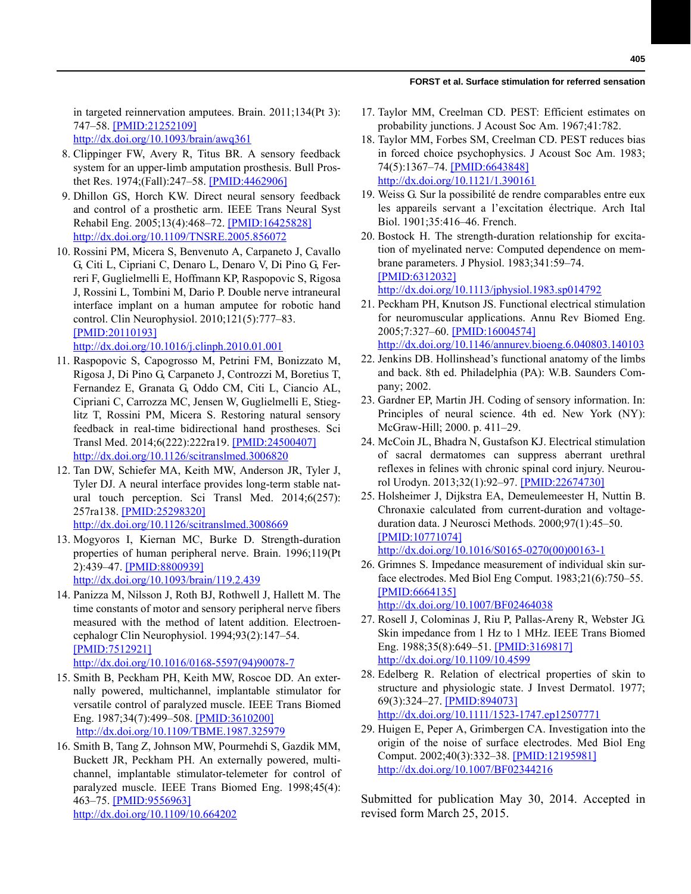in targeted reinnervation amputees. Brain. 2011;134(Pt 3): 747–58. [PMID:21252109] http://dx.doi.org/10.1093/brain/awq361

8. Clippinger FW, Avery R, Titus BR. A sensory feedback system for an upper-limb amputation prosthesis. Bull Prosthet Res. 1974;(Fall):247–58. [PMID:4462906]
9. Dhillon GS, Horch KW. Direct neural sensory feedback and control of a prosthetic arm. IEEE Trans Neural Syst Rehabil Eng. 2005;13(4):468–72. [PMID:16425828] http://dx.doi.org/10.1109/TNSRE.2005.856072
10. Rossini PM, Micera S, Benvenuto A, Carpaneto J, Cavallo G, Citi L, Cipriani C, Denaro L, Denaro V, Di Pino G, Ferreri F, Guglielmelli E, Hoffmann KP, Raspopovic S, Rigosa J, Rossini L, Tombini M, Dario P. Double nerve intraneural interface implant on a human amputee for robotic hand control. Clin Neurophysiol. 2010;121(5):777–83. [PMID:20110193] http://dx.doi.org/10.1016/j.clinph.2010.01.001
11. Raspopovic S, Capogrosso M, Petrini FM, Bonizzato M, Rigosa J, Di Pino G, Carpaneto J, Controzzi M, Boretius T, Fernandez E, Granata G, Oddo CM, Citi L, Ciancio AL, Cipriani C, Carrozza MC, Jensen W, Guglielmelli E, Stieglitz T, Rossini PM, Micera S. Restoring natural sensory feedback in real-time bidirectional hand prostheses. Sci Transl Med. 2014;6(222):222ra19. [PMID:24500407] http://dx.doi.org/10.1126/scitranslmed.3006820
12. Tan DW, Schiefer MA, Keith MW, Anderson JR, Tyler J, Tyler DJ. A neural interface provides long-term stable natural touch perception. Sci Transl Med. 2014;6(257): 257ra138. [PMID:25298320] http://dx.doi.org/10.1126/scitranslmed.3008669
13. Mogyoros I, Kiernan MC, Burke D. Strength-duration properties of human peripheral nerve. Brain. 1996;119(Pt 2):439–47. [PMID:8800939] http://dx.doi.org/10.1093/brain/119.2.439
14. Panizza M, Nilsson J, Roth BJ, Rothwell J, Hallett M. The time constants of motor and sensory peripheral nerve fibers measured with the method of latent addition. Electroencephalogr Clin Neurophysiol. 1994;93(2):147–54. [PMID:7512921] http://dx.doi.org/10.1016/0168-5597(94)90078-7
15. Smith B, Peckham PH, Keith MW, Roscoe DD. An externally powered, multichannel, implantable stimulator for versatile control of paralyzed muscle. IEEE Trans Biomed Eng. 1987;34(7):499–508. [PMID:3610200] http://dx.doi.org/10.1109/TBME.1987.325979
16. Smith B, Tang Z, Johnson MW, Pourmehdi S, Gazdik MM, Buckett JR, Peckham PH. An externally powered, multichannel, implantable stimulator-telemeter for control of paralyzed muscle. IEEE Trans Biomed Eng. 1998;45(4): 463–75. [PMID:9556963] http://dx.doi.org/10.1109/10.664202
17. Taylor MM, Creelman CD. PEST: Efficient estimates on probability junctions. J Acoust Soc Am. 1967;41:782.
18. Taylor MM, Forbes SM, Creelman CD. PEST reduces bias in forced choice psychophysics. J Acoust Soc Am. 1983; 74(5):1367–74. [PMID:6643848] http://dx.doi.org/10.1121/1.390161
19. Weiss G. Sur la possibilité de rendre comparables entre eux les appareils servant a l'excitation électrique. Arch Ital Biol. 1901;35:416–46. French.
20. Bostock H. The strength-duration relationship for excitation of myelinated nerve: Computed dependence on membrane parameters. J Physiol. 1983;341:59–74. [PMID:6312032] http://dx.doi.org/10.1113/jphysiol.1983.sp014792
21. Peckham PH, Knutson JS. Functional electrical stimulation for neuromuscular applications. Annu Rev Biomed Eng. 2005;7:327–60. [PMID:16004574] http://dx.doi.org/10.1146/annurev.bioeng.6.040803.140103
22. Jenkins DB. Hollinshead's functional anatomy of the limbs and back. 8th ed. Philadelphia (PA): W.B. Saunders Company; 2002.
23. Gardner EP, Martin JH. Coding of sensory information. In: Principles of neural science. 4th ed. New York (NY): McGraw-Hill; 2000. p. 411–29.
24. McCoin JL, Bhadra N, Gustafson KJ. Electrical stimulation of sacral dermatomes can suppress aberrant urethral reflexes in felines with chronic spinal cord injury. Neurourol Urodyn. 2013;32(1):92–97. [PMID:22674730]
25. Holsheimer J, Dijkstra EA, Demeulemeester H, Nuttin B. Chronaxie calculated from current-duration and voltage-duration data. J Neurosci Methods. 2000;97(1):45–50. [PMID:10771074] http://dx.doi.org/10.1016/S0165-0270(00)00163-1
26. Grimnes S. Impedance measurement of individual skin surface electrodes. Med Biol Eng Comput. 1983;21(6):750–55. [PMID:6664135] http://dx.doi.org/10.1007/BF02464038
27. Rosell J, Colominas J, Riu P, Pallas-Areny R, Webster JG. Skin impedance from 1 Hz to 1 MHz. IEEE Trans Biomed Eng. 1988;35(8):649–51. [PMID:3169817] http://dx.doi.org/10.1109/10.4599
28. Edelberg R. Relation of electrical properties of skin to structure and physiologic state. J Invest Dermatol. 1977; 69(3):324–27. [PMID:894073] http://dx.doi.org/10.1111/1523-1747.ep12507771
29. Huigen E, Peper A, Grimbergen CA. Investigation into the origin of the noise of surface electrodes. Med Biol Eng Comput. 2002;40(3):332–38. [PMID:12195981] http://dx.doi.org/10.1007/BF02344216

Submitted for publication May 30, 2014. Accepted in revised form March 25, 2015.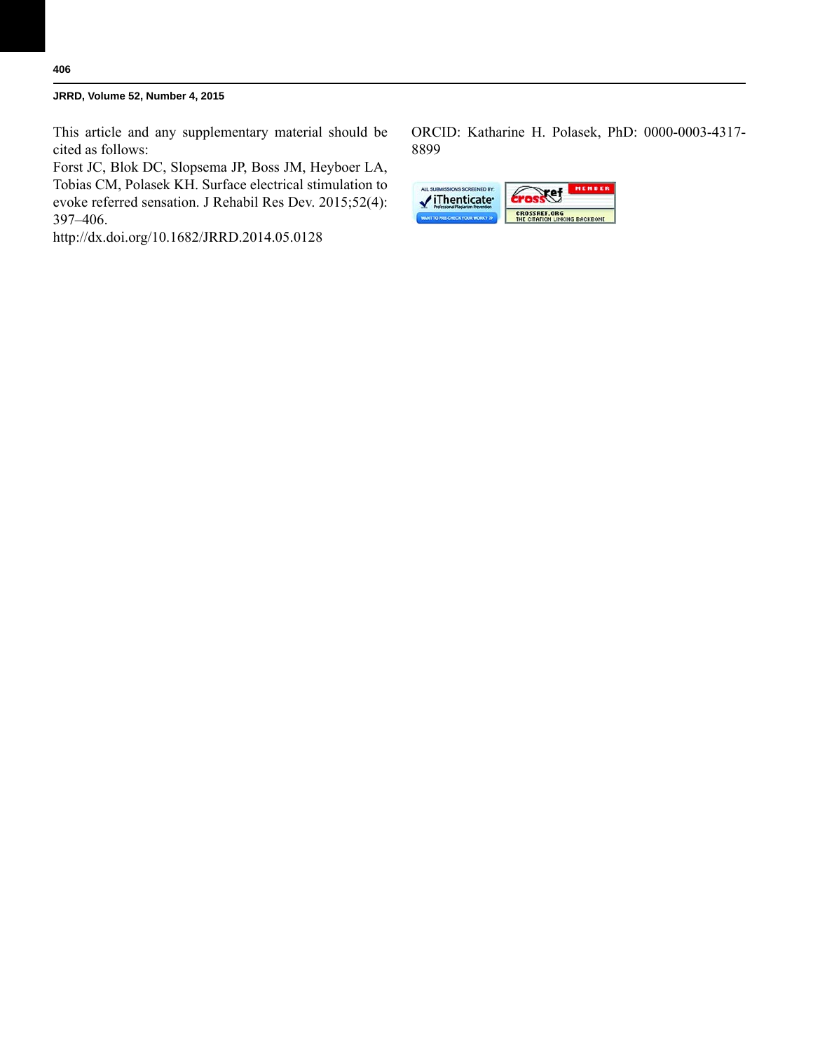This article and any supplementary material should be cited as follows:
Forst JC, Blok DC, Slopsema JP, Boss JM, Heyboer LA, Tobias CM, Polasek KH. Surface electrical stimulation to evoke referred sensation. J Rehabil Res Dev. 2015;52(4): 397–406.
http://dx.doi.org/10.1682/JRRD.2014.05.0128

ORCID: Katharine H. Polasek, PhD: 0000-0003-4317-8899